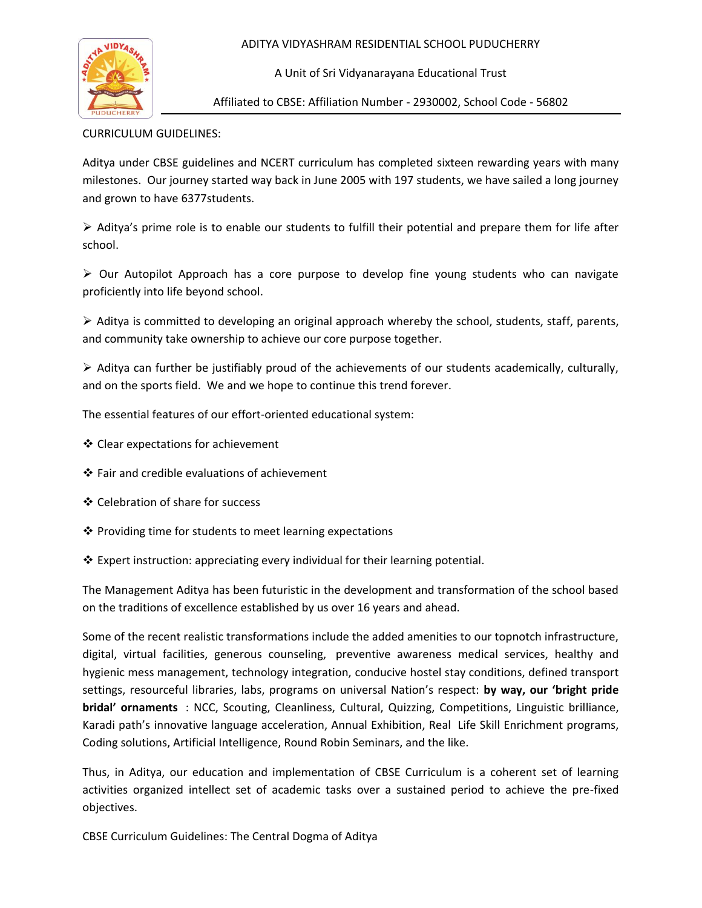ADITYA VIDYASHRAM RESIDENTIAL SCHOOL PUDUCHERRY

A Unit of Sri Vidyanarayana Educational Trust

Affiliated to CBSE: Affiliation Number - 2930002, School Code - 56802

CURRICULUM GUIDELINES:

Aditya under CBSE guidelines and NCERT curriculum has completed sixteen rewarding years with many milestones. Our journey started way back in June 2005 with 197 students, we have sailed a long journey and grown to have 6377students.

➢ Aditya's prime role is to enable our students to fulfill their potential and prepare them for life after school.

➢ Our Autopilot Approach has a core purpose to develop fine young students who can navigate proficiently into life beyond school.

➢ Aditya is committed to developing an original approach whereby the school, students, staff, parents, and community take ownership to achieve our core purpose together.

➢ Aditya can further be justifiably proud of the achievements of our students academically, culturally, and on the sports field. We and we hope to continue this trend forever.

The essential features of our effort-oriented educational system:

❖ Clear expectations for achievement

❖ Fair and credible evaluations of achievement

❖ Celebration of share for success

❖ Providing time for students to meet learning expectations

❖ Expert instruction: appreciating every individual for their learning potential.

The Management Aditya has been futuristic in the development and transformation of the school based on the traditions of excellence established by us over 16 years and ahead.

Some of the recent realistic transformations include the added amenities to our topnotch infrastructure, digital, virtual facilities, generous counseling, preventive awareness medical services, healthy and hygienic mess management, technology integration, conducive hostel stay conditions, defined transport settings, resourceful libraries, labs, programs on universal Nation's respect: **by way, our 'bright pride bridal' ornaments** : NCC, Scouting, Cleanliness, Cultural, Quizzing, Competitions, Linguistic brilliance, Karadi path's innovative language acceleration, Annual Exhibition, Real Life Skill Enrichment programs, Coding solutions, Artificial Intelligence, Round Robin Seminars, and the like.

Thus, in Aditya, our education and implementation of CBSE Curriculum is a coherent set of learning activities organized intellect set of academic tasks over a sustained period to achieve the pre-fixed objectives.

CBSE Curriculum Guidelines: The Central Dogma of Aditya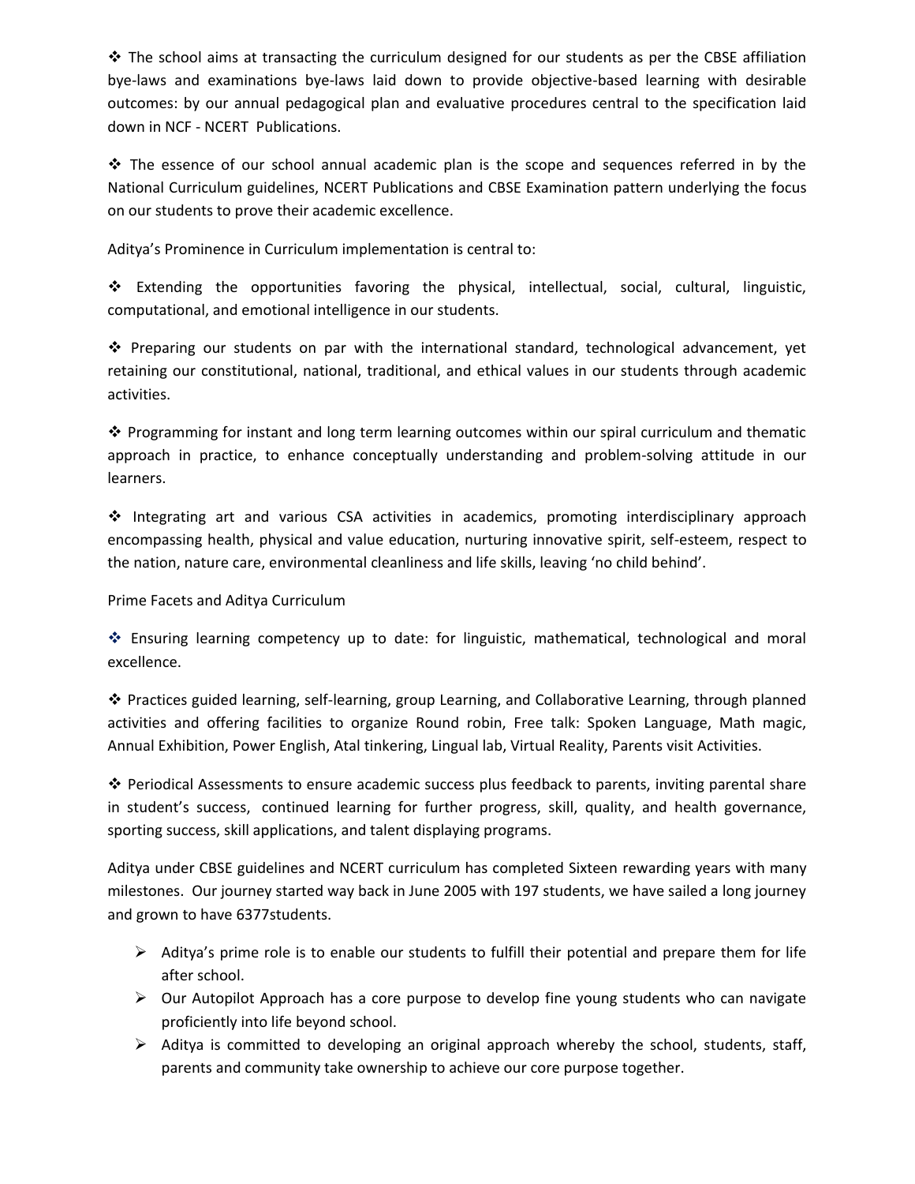❖ The school aims at transacting the curriculum designed for our students as per the CBSE affiliation bye-laws and examinations bye-laws laid down to provide objective-based learning with desirable outcomes: by our annual pedagogical plan and evaluative procedures central to the specification laid down in NCF - NCERT Publications.

❖ The essence of our school annual academic plan is the scope and sequences referred in by the National Curriculum guidelines, NCERT Publications and CBSE Examination pattern underlying the focus on our students to prove their academic excellence.

Aditya's Prominence in Curriculum implementation is central to:

❖ Extending the opportunities favoring the physical, intellectual, social, cultural, linguistic, computational, and emotional intelligence in our students.

❖ Preparing our students on par with the international standard, technological advancement, yet retaining our constitutional, national, traditional, and ethical values in our students through academic activities.

❖ Programming for instant and long term learning outcomes within our spiral curriculum and thematic approach in practice, to enhance conceptually understanding and problem-solving attitude in our learners.

❖ Integrating art and various CSA activities in academics, promoting interdisciplinary approach encompassing health, physical and value education, nurturing innovative spirit, self-esteem, respect to the nation, nature care, environmental cleanliness and life skills, leaving 'no child behind'.

Prime Facets and Aditya Curriculum

❖ Ensuring learning competency up to date: for linguistic, mathematical, technological and moral excellence.

❖ Practices guided learning, self-learning, group Learning, and Collaborative Learning, through planned activities and offering facilities to organize Round robin, Free talk: Spoken Language, Math magic, Annual Exhibition, Power English, Atal tinkering, Lingual lab, Virtual Reality, Parents visit Activities.

❖ Periodical Assessments to ensure academic success plus feedback to parents, inviting parental share in student's success, continued learning for further progress, skill, quality, and health governance, sporting success, skill applications, and talent displaying programs.

Aditya under CBSE guidelines and NCERT curriculum has completed Sixteen rewarding years with many milestones. Our journey started way back in June 2005 with 197 students, we have sailed a long journey and grown to have 6377students.

- Aditya's prime role is to enable our students to fulfill their potential and prepare them for life after school.
- Our Autopilot Approach has a core purpose to develop fine young students who can navigate proficiently into life beyond school.
- Aditya is committed to developing an original approach whereby the school, students, staff, parents and community take ownership to achieve our core purpose together.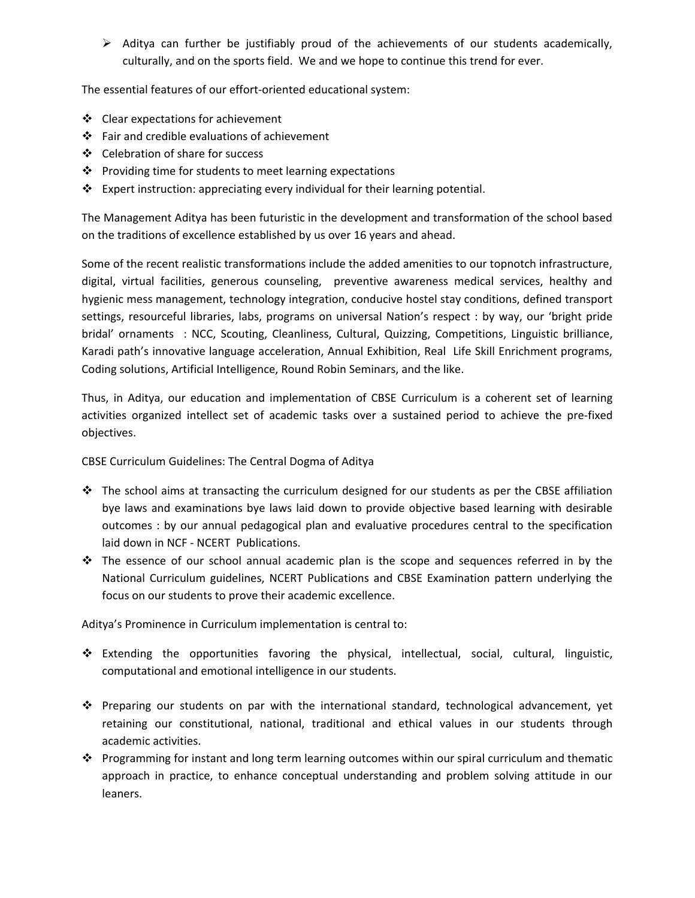- Aditya can further be justifiably proud of the achievements of our students academically, culturally, and on the sports field. We and we hope to continue this trend for ever.

The essential features of our effort-oriented educational system:

- Clear expectations for achievement
- Fair and credible evaluations of achievement
- Celebration of share for success
- Providing time for students to meet learning expectations
- Expert instruction: appreciating every individual for their learning potential.

The Management Aditya has been futuristic in the development and transformation of the school based on the traditions of excellence established by us over 16 years and ahead.

Some of the recent realistic transformations include the added amenities to our topnotch infrastructure, digital, virtual facilities, generous counseling, preventive awareness medical services, healthy and hygienic mess management, technology integration, conducive hostel stay conditions, defined transport settings, resourceful libraries, labs, programs on universal Nation's respect : by way, our 'bright pride bridal' ornaments : NCC, Scouting, Cleanliness, Cultural, Quizzing, Competitions, Linguistic brilliance, Karadi path's innovative language acceleration, Annual Exhibition, Real Life Skill Enrichment programs, Coding solutions, Artificial Intelligence, Round Robin Seminars, and the like.

Thus, in Aditya, our education and implementation of CBSE Curriculum is a coherent set of learning activities organized intellect set of academic tasks over a sustained period to achieve the pre-fixed objectives.

CBSE Curriculum Guidelines: The Central Dogma of Aditya

- The school aims at transacting the curriculum designed for our students as per the CBSE affiliation bye laws and examinations bye laws laid down to provide objective based learning with desirable outcomes : by our annual pedagogical plan and evaluative procedures central to the specification laid down in NCF - NCERT Publications.
- The essence of our school annual academic plan is the scope and sequences referred in by the National Curriculum guidelines, NCERT Publications and CBSE Examination pattern underlying the focus on our students to prove their academic excellence.

Aditya's Prominence in Curriculum implementation is central to:

- Extending the opportunities favoring the physical, intellectual, social, cultural, linguistic, computational and emotional intelligence in our students.
- Preparing our students on par with the international standard, technological advancement, yet retaining our constitutional, national, traditional and ethical values in our students through academic activities.
- Programming for instant and long term learning outcomes within our spiral curriculum and thematic approach in practice, to enhance conceptual understanding and problem solving attitude in our leaners.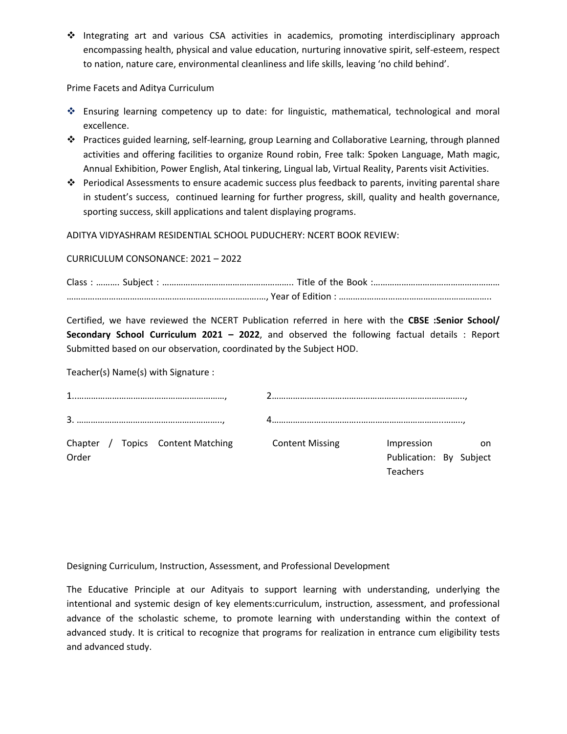- ❖ Integrating art and various CSA activities in academics, promoting interdisciplinary approach encompassing health, physical and value education, nurturing innovative spirit, self-esteem, respect to nation, nature care, environmental cleanliness and life skills, leaving 'no child behind'.

Prime Facets and Aditya Curriculum

- ❖ Ensuring learning competency up to date: for linguistic, mathematical, technological and moral excellence.
- ❖ Practices guided learning, self-learning, group Learning and Collaborative Learning, through planned activities and offering facilities to organize Round robin, Free talk: Spoken Language, Math magic, Annual Exhibition, Power English, Atal tinkering, Lingual lab, Virtual Reality, Parents visit Activities.
- ❖ Periodical Assessments to ensure academic success plus feedback to parents, inviting parental share in student's success, continued learning for further progress, skill, quality and health governance, sporting success, skill applications and talent displaying programs.

ADITYA VIDYASHRAM RESIDENTIAL SCHOOL PUDUCHERY: NCERT BOOK REVIEW:

CURRICULUM CONSONANCE: 2021 – 2022

Class : ………. Subject : ……………………………………………….. Title of the Book :……………………………………………… ………………………………………………………………………..…, Year of Edition : ………………………………………………………..

Certified, we have reviewed the NCERT Publication referred in here with the **CBSE :Senior School/ Secondary School Curriculum 2021 – 2022**, and observed the following factual details : Report Submitted based on our observation, coordinated by the Subject HOD.

Teacher(s) Name(s) with Signature :

1.………………………………………………………,   2……………………………………………………………………..,

3. ……………………………………………………..,   4………………………………………………………………………,

| Chapter / Topics Order | Content Matching | Content Missing | Impression on Publication: By Subject Teachers |
|---|---|---|---|
| | | | |

Designing Curriculum, Instruction, Assessment, and Professional Development

The Educative Principle at our Adityais to support learning with understanding, underlying the intentional and systemic design of key elements:curriculum, instruction, assessment, and professional advance of the scholastic scheme, to promote learning with understanding within the context of advanced study. It is critical to recognize that programs for realization in entrance cum eligibility tests and advanced study.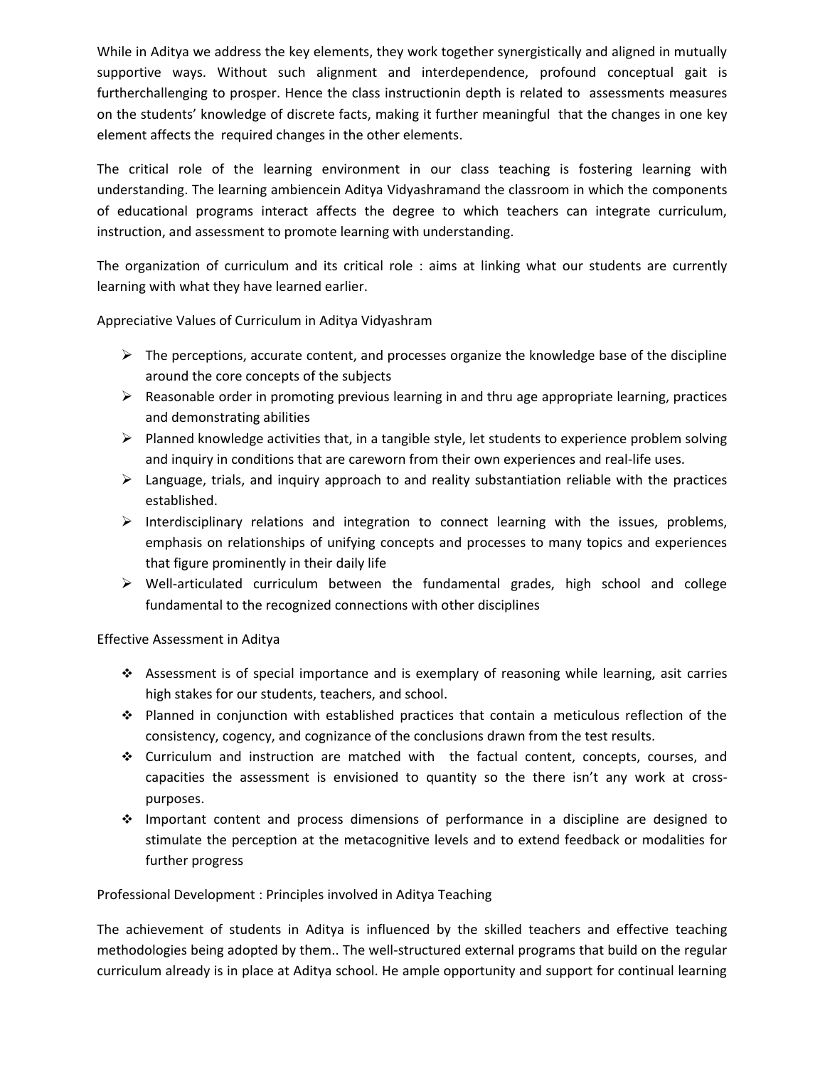While in Aditya we address the key elements, they work together synergistically and aligned in mutually supportive ways. Without such alignment and interdependence, profound conceptual gait is furtherchallenging to prosper. Hence the class instructionin depth is related to assessments measures on the students' knowledge of discrete facts, making it further meaningful that the changes in one key element affects the required changes in the other elements.

The critical role of the learning environment in our class teaching is fostering learning with understanding. The learning ambiencein Aditya Vidyashramand the classroom in which the components of educational programs interact affects the degree to which teachers can integrate curriculum, instruction, and assessment to promote learning with understanding.

The organization of curriculum and its critical role : aims at linking what our students are currently learning with what they have learned earlier.

Appreciative Values of Curriculum in Aditya Vidyashram

- The perceptions, accurate content, and processes organize the knowledge base of the discipline around the core concepts of the subjects
- Reasonable order in promoting previous learning in and thru age appropriate learning, practices and demonstrating abilities
- Planned knowledge activities that, in a tangible style, let students to experience problem solving and inquiry in conditions that are careworn from their own experiences and real-life uses.
- Language, trials, and inquiry approach to and reality substantiation reliable with the practices established.
- Interdisciplinary relations and integration to connect learning with the issues, problems, emphasis on relationships of unifying concepts and processes to many topics and experiences that figure prominently in their daily life
- Well-articulated curriculum between the fundamental grades, high school and college fundamental to the recognized connections with other disciplines

Effective Assessment in Aditya

- Assessment is of special importance and is exemplary of reasoning while learning, asit carries high stakes for our students, teachers, and school.
- Planned in conjunction with established practices that contain a meticulous reflection of the consistency, cogency, and cognizance of the conclusions drawn from the test results.
- Curriculum and instruction are matched with the factual content, concepts, courses, and capacities the assessment is envisioned to quantity so the there isn't any work at cross-purposes.
- Important content and process dimensions of performance in a discipline are designed to stimulate the perception at the metacognitive levels and to extend feedback or modalities for further progress

Professional Development : Principles involved in Aditya Teaching

The achievement of students in Aditya is influenced by the skilled teachers and effective teaching methodologies being adopted by them.. The well-structured external programs that build on the regular curriculum already is in place at Aditya school. He ample opportunity and support for continual learning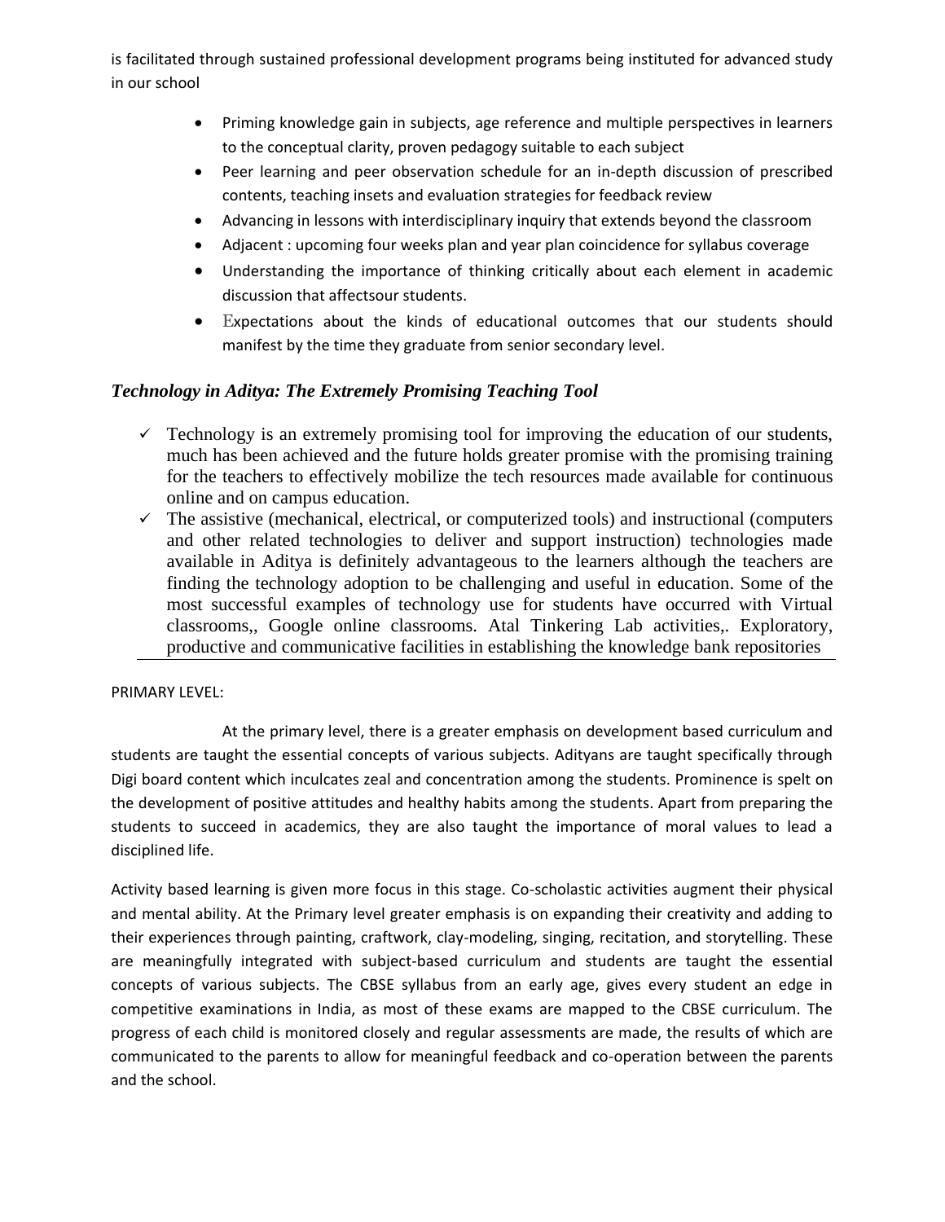is facilitated through sustained professional development programs being instituted for advanced study in our school

- Priming knowledge gain in subjects, age reference and multiple perspectives in learners to the conceptual clarity, proven pedagogy suitable to each subject
- Peer learning and peer observation schedule for an in-depth discussion of prescribed contents, teaching insets and evaluation strategies for feedback review
- Advancing in lessons with interdisciplinary inquiry that extends beyond the classroom
- Adjacent : upcoming four weeks plan and year plan coincidence for syllabus coverage
- Understanding the importance of thinking critically about each element in academic discussion that affectsour students.
- Expectations about the kinds of educational outcomes that our students should manifest by the time they graduate from senior secondary level.

### *Technology in Aditya: The Extremely Promising Teaching Tool*

- ✓ Technology is an extremely promising tool for improving the education of our students, much has been achieved and the future holds greater promise with the promising training for the teachers to effectively mobilize the tech resources made available for continuous online and on campus education.
- ✓ The assistive (mechanical, electrical, or computerized tools) and instructional (computers and other related technologies to deliver and support instruction) technologies made available in Aditya is definitely advantageous to the learners although the teachers are finding the technology adoption to be challenging and useful in education. Some of the most successful examples of technology use for students have occurred with Virtual classrooms,, Google online classrooms. Atal Tinkering Lab activities,. Exploratory, productive and communicative facilities in establishing the knowledge bank repositories

PRIMARY LEVEL:

At the primary level, there is a greater emphasis on development based curriculum and students are taught the essential concepts of various subjects. Adityans are taught specifically through Digi board content which inculcates zeal and concentration among the students. Prominence is spelt on the development of positive attitudes and healthy habits among the students. Apart from preparing the students to succeed in academics, they are also taught the importance of moral values to lead a disciplined life.

Activity based learning is given more focus in this stage. Co-scholastic activities augment their physical and mental ability. At the Primary level greater emphasis is on expanding their creativity and adding to their experiences through painting, craftwork, clay-modeling, singing, recitation, and storytelling. These are meaningfully integrated with subject-based curriculum and students are taught the essential concepts of various subjects. The CBSE syllabus from an early age, gives every student an edge in competitive examinations in India, as most of these exams are mapped to the CBSE curriculum. The progress of each child is monitored closely and regular assessments are made, the results of which are communicated to the parents to allow for meaningful feedback and co-operation between the parents and the school.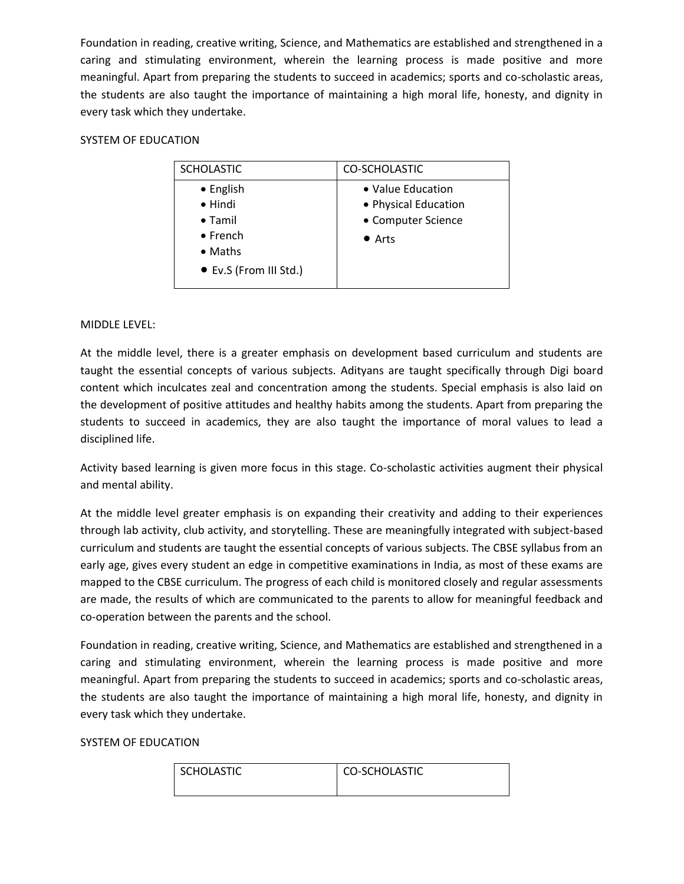Foundation in reading, creative writing, Science, and Mathematics are established and strengthened in a caring and stimulating environment, wherein the learning process is made positive and more meaningful. Apart from preparing the students to succeed in academics; sports and co-scholastic areas, the students are also taught the importance of maintaining a high moral life, honesty, and dignity in every task which they undertake.

SYSTEM OF EDUCATION

| SCHOLASTIC | CO-SCHOLASTIC |
|---|---|
| • English<br>• Hindi<br>• Tamil<br>• French<br>• Maths<br>• Ev.S (From III Std.) | • Value Education<br>• Physical Education<br>• Computer Science<br>• Arts |

MIDDLE LEVEL:

At the middle level, there is a greater emphasis on development based curriculum and students are taught the essential concepts of various subjects. Adityans are taught specifically through Digi board content which inculcates zeal and concentration among the students. Special emphasis is also laid on the development of positive attitudes and healthy habits among the students. Apart from preparing the students to succeed in academics, they are also taught the importance of moral values to lead a disciplined life.

Activity based learning is given more focus in this stage. Co-scholastic activities augment their physical and mental ability.

At the middle level greater emphasis is on expanding their creativity and adding to their experiences through lab activity, club activity, and storytelling. These are meaningfully integrated with subject-based curriculum and students are taught the essential concepts of various subjects. The CBSE syllabus from an early age, gives every student an edge in competitive examinations in India, as most of these exams are mapped to the CBSE curriculum. The progress of each child is monitored closely and regular assessments are made, the results of which are communicated to the parents to allow for meaningful feedback and co-operation between the parents and the school.

Foundation in reading, creative writing, Science, and Mathematics are established and strengthened in a caring and stimulating environment, wherein the learning process is made positive and more meaningful. Apart from preparing the students to succeed in academics; sports and co-scholastic areas, the students are also taught the importance of maintaining a high moral life, honesty, and dignity in every task which they undertake.

SYSTEM OF EDUCATION

| SCHOLASTIC | CO-SCHOLASTIC |
|---|---|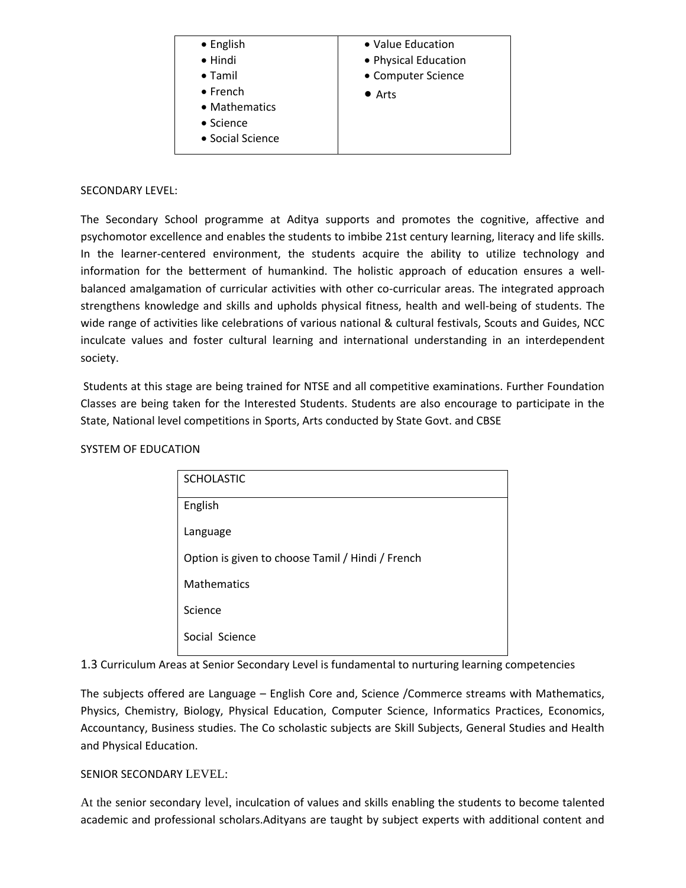| | |
|---|---|
| • English<br>• Hindi<br>• Tamil<br>• French<br>• Mathematics<br>• Science<br>• Social Science | • Value Education<br>• Physical Education<br>• Computer Science<br>• Arts |

SECONDARY LEVEL:

The Secondary School programme at Aditya supports and promotes the cognitive, affective and psychomotor excellence and enables the students to imbibe 21st century learning, literacy and life skills. In the learner-centered environment, the students acquire the ability to utilize technology and information for the betterment of humankind. The holistic approach of education ensures a well-balanced amalgamation of curricular activities with other co-curricular areas. The integrated approach strengthens knowledge and skills and upholds physical fitness, health and well-being of students. The wide range of activities like celebrations of various national & cultural festivals, Scouts and Guides, NCC inculcate values and foster cultural learning and international understanding in an interdependent society.

Students at this stage are being trained for NTSE and all competitive examinations. Further Foundation Classes are being taken for the Interested Students. Students are also encourage to participate in the State, National level competitions in Sports, Arts conducted by State Govt. and CBSE

SYSTEM OF EDUCATION

| SCHOLASTIC |
|---|
| English<br><br>Language<br><br>Option is given to choose Tamil / Hindi / French<br><br>Mathematics<br><br>Science<br><br>Social Science |

1.3 Curriculum Areas at Senior Secondary Level is fundamental to nurturing learning competencies

The subjects offered are Language – English Core and, Science /Commerce streams with Mathematics, Physics, Chemistry, Biology, Physical Education, Computer Science, Informatics Practices, Economics, Accountancy, Business studies. The Co scholastic subjects are Skill Subjects, General Studies and Health and Physical Education.

SENIOR SECONDARY LEVEL:

At the senior secondary level, inculcation of values and skills enabling the students to become talented academic and professional scholars.Adityans are taught by subject experts with additional content and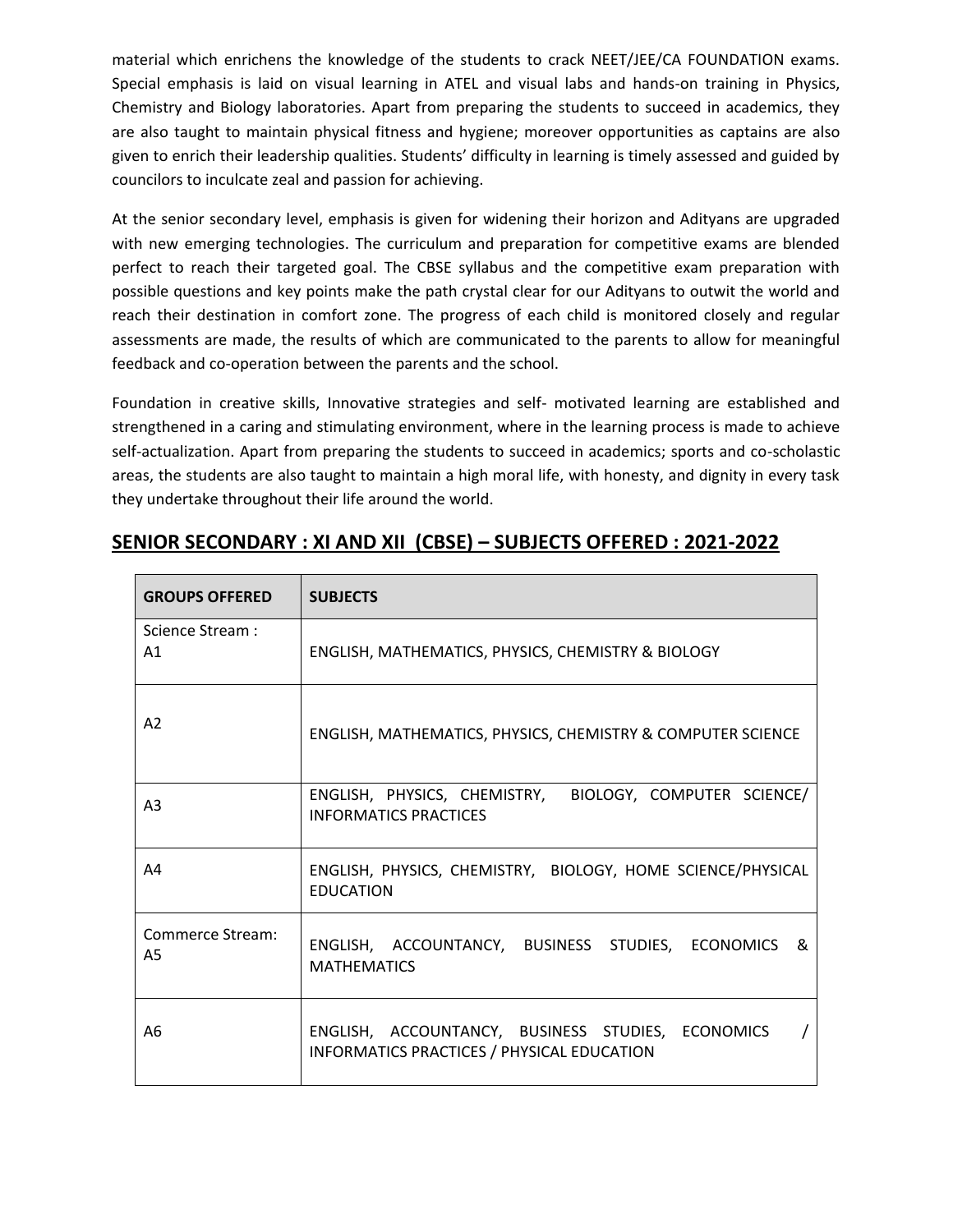material which enrichens the knowledge of the students to crack NEET/JEE/CA FOUNDATION exams. Special emphasis is laid on visual learning in ATEL and visual labs and hands-on training in Physics, Chemistry and Biology laboratories. Apart from preparing the students to succeed in academics, they are also taught to maintain physical fitness and hygiene; moreover opportunities as captains are also given to enrich their leadership qualities. Students' difficulty in learning is timely assessed and guided by councilors to inculcate zeal and passion for achieving.

At the senior secondary level, emphasis is given for widening their horizon and Adityans are upgraded with new emerging technologies. The curriculum and preparation for competitive exams are blended perfect to reach their targeted goal. The CBSE syllabus and the competitive exam preparation with possible questions and key points make the path crystal clear for our Adityans to outwit the world and reach their destination in comfort zone. The progress of each child is monitored closely and regular assessments are made, the results of which are communicated to the parents to allow for meaningful feedback and co-operation between the parents and the school.

Foundation in creative skills, Innovative strategies and self- motivated learning are established and strengthened in a caring and stimulating environment, where in the learning process is made to achieve self-actualization. Apart from preparing the students to succeed in academics; sports and co-scholastic areas, the students are also taught to maintain a high moral life, with honesty, and dignity in every task they undertake throughout their life around the world.

## SENIOR SECONDARY : XI AND XII (CBSE) – SUBJECTS OFFERED : 2021-2022

| GROUPS OFFERED | SUBJECTS |
|---|---|
| Science Stream : A1 | ENGLISH, MATHEMATICS, PHYSICS, CHEMISTRY & BIOLOGY |
| A2 | ENGLISH, MATHEMATICS, PHYSICS, CHEMISTRY & COMPUTER SCIENCE |
| A3 | ENGLISH, PHYSICS, CHEMISTRY, BIOLOGY, COMPUTER SCIENCE/ INFORMATICS PRACTICES |
| A4 | ENGLISH, PHYSICS, CHEMISTRY, BIOLOGY, HOME SCIENCE/PHYSICAL EDUCATION |
| Commerce Stream: A5 | ENGLISH, ACCOUNTANCY, BUSINESS STUDIES, ECONOMICS & MATHEMATICS |
| A6 | ENGLISH, ACCOUNTANCY, BUSINESS STUDIES, ECONOMICS / INFORMATICS PRACTICES / PHYSICAL EDUCATION |